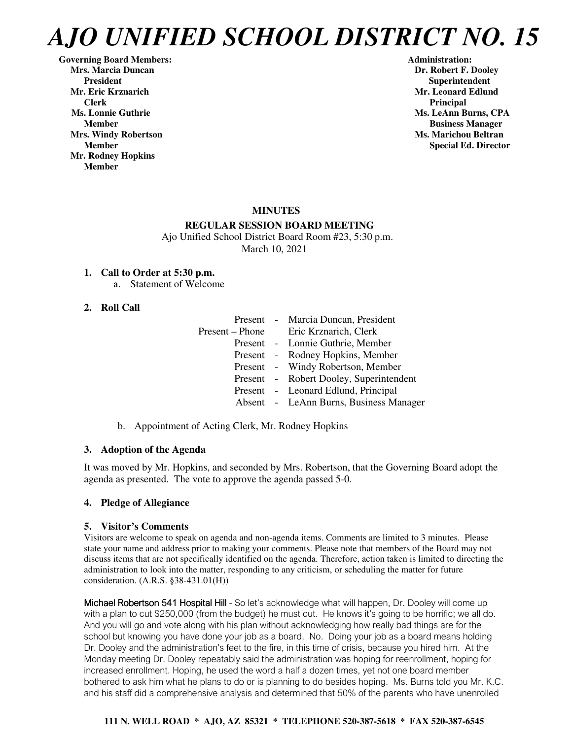# AJO UNIFIED SCHOOL DISTRICT NO. 15

**Governing Board Members:**
**Mrs. Marcia Duncan**
**President**
**Mr. Eric Krznarich**
**Clerk**
**Ms. Lonnie Guthrie**
**Member**
**Mrs. Windy Robertson**
**Member**
**Mr. Rodney Hopkins**
**Member**

**Administration:**
**Dr. Robert F. Dooley**
**Superintendent**
**Mr. Leonard Edlund**
**Principal**
**Ms. LeAnn Burns, CPA**
**Business Manager**
**Ms. Marichou Beltran**
**Special Ed. Director**

**MINUTES**

**REGULAR SESSION BOARD MEETING**

Ajo Unified School District Board Room #23, 5:30 p.m.
March 10, 2021

1. **Call to Order at 5:30 p.m.**
   a. Statement of Welcome

2. **Roll Call**

| | | |
|---|---|---|
| Present | - | Marcia Duncan, President |
| Present – Phone | | Eric Krznarich, Clerk |
| Present | - | Lonnie Guthrie, Member |
| Present | - | Rodney Hopkins, Member |
| Present | - | Windy Robertson, Member |
| Present | - | Robert Dooley, Superintendent |
| Present | - | Leonard Edlund, Principal |
| Absent | - | LeAnn Burns, Business Manager |

   b. Appointment of Acting Clerk, Mr. Rodney Hopkins

3. **Adoption of the Agenda**

It was moved by Mr. Hopkins, and seconded by Mrs. Robertson, that the Governing Board adopt the agenda as presented. The vote to approve the agenda passed 5-0.

4. **Pledge of Allegiance**

5. **Visitor's Comments**

Visitors are welcome to speak on agenda and non-agenda items. Comments are limited to 3 minutes. Please state your name and address prior to making your comments. Please note that members of the Board may not discuss items that are not specifically identified on the agenda. Therefore, action taken is limited to directing the administration to look into the matter, responding to any criticism, or scheduling the matter for future consideration. (A.R.S. §38-431.01(H))

Michael Robertson 541 Hospital Hill - So let's acknowledge what will happen, Dr. Dooley will come up with a plan to cut $250,000 (from the budget) he must cut. He knows it's going to be horrific; we all do. And you will go and vote along with his plan without acknowledging how really bad things are for the school but knowing you have done your job as a board. No. Doing your job as a board means holding Dr. Dooley and the administration's feet to the fire, in this time of crisis, because you hired him. At the Monday meeting Dr. Dooley repeatably said the administration was hoping for reenrollment, hoping for increased enrollment. Hoping, he used the word a half a dozen times, yet not one board member bothered to ask him what he plans to do or is planning to do besides hoping. Ms. Burns told you Mr. K.C. and his staff did a comprehensive analysis and determined that 50% of the parents who have unenrolled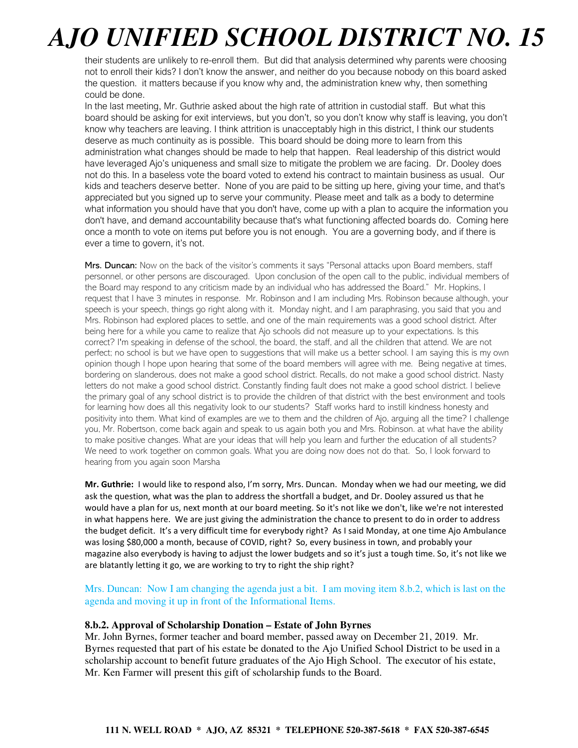their students are unlikely to re-enroll them. But did that analysis determined why parents were choosing not to enroll their kids? I don't know the answer, and neither do you because nobody on this board asked the question. it matters because if you know why and, the administration knew why, then something could be done.

In the last meeting, Mr. Guthrie asked about the high rate of attrition in custodial staff. But what this board should be asking for exit interviews, but you don't, so you don't know why staff is leaving, you don't know why teachers are leaving. I think attrition is unacceptably high in this district, I think our students deserve as much continuity as is possible. This board should be doing more to learn from this administration what changes should be made to help that happen. Real leadership of this district would have leveraged Ajo's uniqueness and small size to mitigate the problem we are facing. Dr. Dooley does not do this. In a baseless vote the board voted to extend his contract to maintain business as usual. Our kids and teachers deserve better. None of you are paid to be sitting up here, giving your time, and that's appreciated but you signed up to serve your community. Please meet and talk as a body to determine what information you should have that you don't have, come up with a plan to acquire the information you don't have, and demand accountability because that's what functioning affected boards do. Coming here once a month to vote on items put before you is not enough. You are a governing body, and if there is ever a time to govern, it's not.

**Mrs. Duncan:** Now on the back of the visitor's comments it says "Personal attacks upon Board members, staff personnel, or other persons are discouraged. Upon conclusion of the open call to the public, individual members of the Board may respond to any criticism made by an individual who has addressed the Board." Mr. Hopkins, I request that I have 3 minutes in response. Mr. Robinson and I am including Mrs. Robinson because although, your speech is your speech, things go right along with it. Monday night, and I am paraphrasing, you said that you and Mrs. Robinson had explored places to settle, and one of the main requirements was a good school district. After being here for a while you came to realize that Ajo schools did not measure up to your expectations. Is this correct? I'm speaking in defense of the school, the board, the staff, and all the children that attend. We are not perfect; no school is but we have open to suggestions that will make us a better school. I am saying this is my own opinion though I hope upon hearing that some of the board members will agree with me. Being negative at times, bordering on slanderous, does not make a good school district. Recalls, do not make a good school district. Nasty letters do not make a good school district. Constantly finding fault does not make a good school district. I believe the primary goal of any school district is to provide the children of that district with the best environment and tools for learning how does all this negativity look to our students? Staff works hard to instill kindness honesty and positivity into them. What kind of examples are we to them and the children of Ajo, arguing all the time? I challenge you, Mr. Robertson, come back again and speak to us again both you and Mrs. Robinson. at what have the ability to make positive changes. What are your ideas that will help you learn and further the education of all students? We need to work together on common goals. What you are doing now does not do that. So, I look forward to hearing from you again soon Marsha

**Mr. Guthrie:** I would like to respond also, I'm sorry, Mrs. Duncan. Monday when we had our meeting, we did ask the question, what was the plan to address the shortfall a budget, and Dr. Dooley assured us that he would have a plan for us, next month at our board meeting. So it's not like we don't, like we're not interested in what happens here. We are just giving the administration the chance to present to do in order to address the budget deficit. It's a very difficult time for everybody right? As I said Monday, at one time Ajo Ambulance was losing $80,000 a month, because of COVID, right? So, every business in town, and probably your magazine also everybody is having to adjust the lower budgets and so it's just a tough time. So, it's not like we are blatantly letting it go, we are working to try to right the ship right?

Mrs. Duncan: Now I am changing the agenda just a bit. I am moving item 8.b.2, which is last on the agenda and moving it up in front of the Informational Items.

**8.b.2. Approval of Scholarship Donation – Estate of John Byrnes**

Mr. John Byrnes, former teacher and board member, passed away on December 21, 2019. Mr. Byrnes requested that part of his estate be donated to the Ajo Unified School District to be used in a scholarship account to benefit future graduates of the Ajo High School. The executor of his estate, Mr. Ken Farmer will present this gift of scholarship funds to the Board.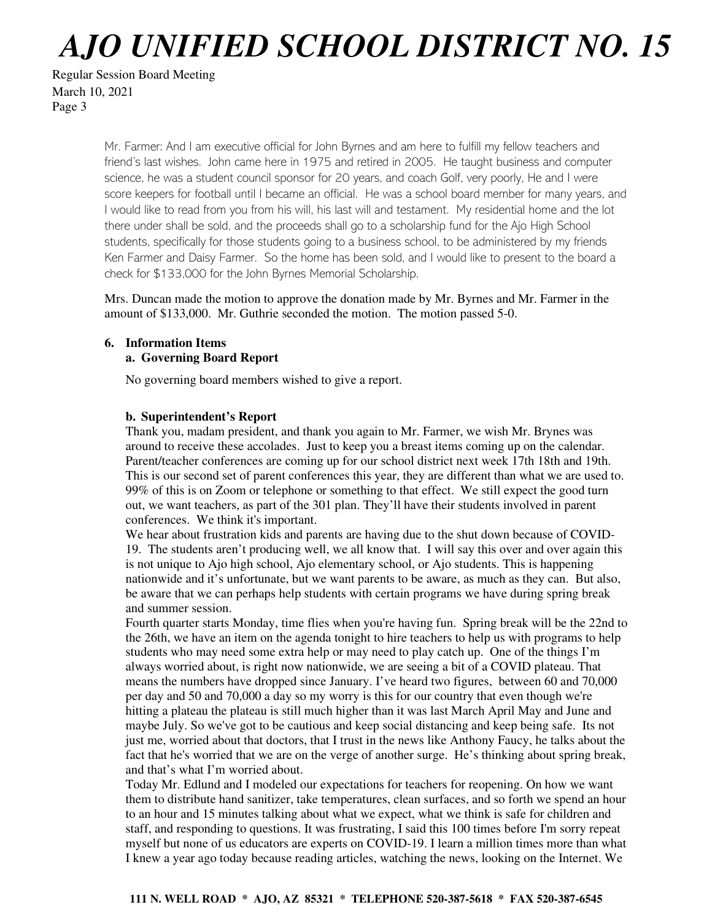Mr. Farmer: And I am executive official for John Byrnes and am here to fulfill my fellow teachers and friend's last wishes. John came here in 1975 and retired in 2005. He taught business and computer science, he was a student council sponsor for 20 years, and coach Golf, very poorly, He and I were score keepers for football until I became an official. He was a school board member for many years, and I would like to read from you from his will, his last will and testament. My residential home and the lot there under shall be sold, and the proceeds shall go to a scholarship fund for the Ajo High School students, specifically for those students going to a business school, to be administered by my friends Ken Farmer and Daisy Farmer. So the home has been sold, and I would like to present to the board a check for $133,000 for the John Byrnes Memorial Scholarship.

Mrs. Duncan made the motion to approve the donation made by Mr. Byrnes and Mr. Farmer in the amount of $133,000. Mr. Guthrie seconded the motion. The motion passed 5-0.

**6. Information Items**

**a. Governing Board Report**

No governing board members wished to give a report.

**b. Superintendent's Report**

Thank you, madam president, and thank you again to Mr. Farmer, we wish Mr. Brynes was around to receive these accolades. Just to keep you a breast items coming up on the calendar. Parent/teacher conferences are coming up for our school district next week 17th 18th and 19th. This is our second set of parent conferences this year, they are different than what we are used to. 99% of this is on Zoom or telephone or something to that effect. We still expect the good turn out, we want teachers, as part of the 301 plan. They'll have their students involved in parent conferences. We think it's important.

We hear about frustration kids and parents are having due to the shut down because of COVID-19. The students aren't producing well, we all know that. I will say this over and over again this is not unique to Ajo high school, Ajo elementary school, or Ajo students. This is happening nationwide and it's unfortunate, but we want parents to be aware, as much as they can. But also, be aware that we can perhaps help students with certain programs we have during spring break and summer session.

Fourth quarter starts Monday, time flies when you're having fun. Spring break will be the 22nd to the 26th, we have an item on the agenda tonight to hire teachers to help us with programs to help students who may need some extra help or may need to play catch up. One of the things I'm always worried about, is right now nationwide, we are seeing a bit of a COVID plateau. That means the numbers have dropped since January. I've heard two figures, between 60 and 70,000 per day and 50 and 70,000 a day so my worry is this for our country that even though we're hitting a plateau the plateau is still much higher than it was last March April May and June and maybe July. So we've got to be cautious and keep social distancing and keep being safe. Its not just me, worried about that doctors, that I trust in the news like Anthony Faucy, he talks about the fact that he's worried that we are on the verge of another surge. He's thinking about spring break, and that's what I'm worried about.

Today Mr. Edlund and I modeled our expectations for teachers for reopening. On how we want them to distribute hand sanitizer, take temperatures, clean surfaces, and so forth we spend an hour to an hour and 15 minutes talking about what we expect, what we think is safe for children and staff, and responding to questions. It was frustrating, I said this 100 times before I'm sorry repeat myself but none of us educators are experts on COVID-19. I learn a million times more than what I knew a year ago today because reading articles, watching the news, looking on the Internet. We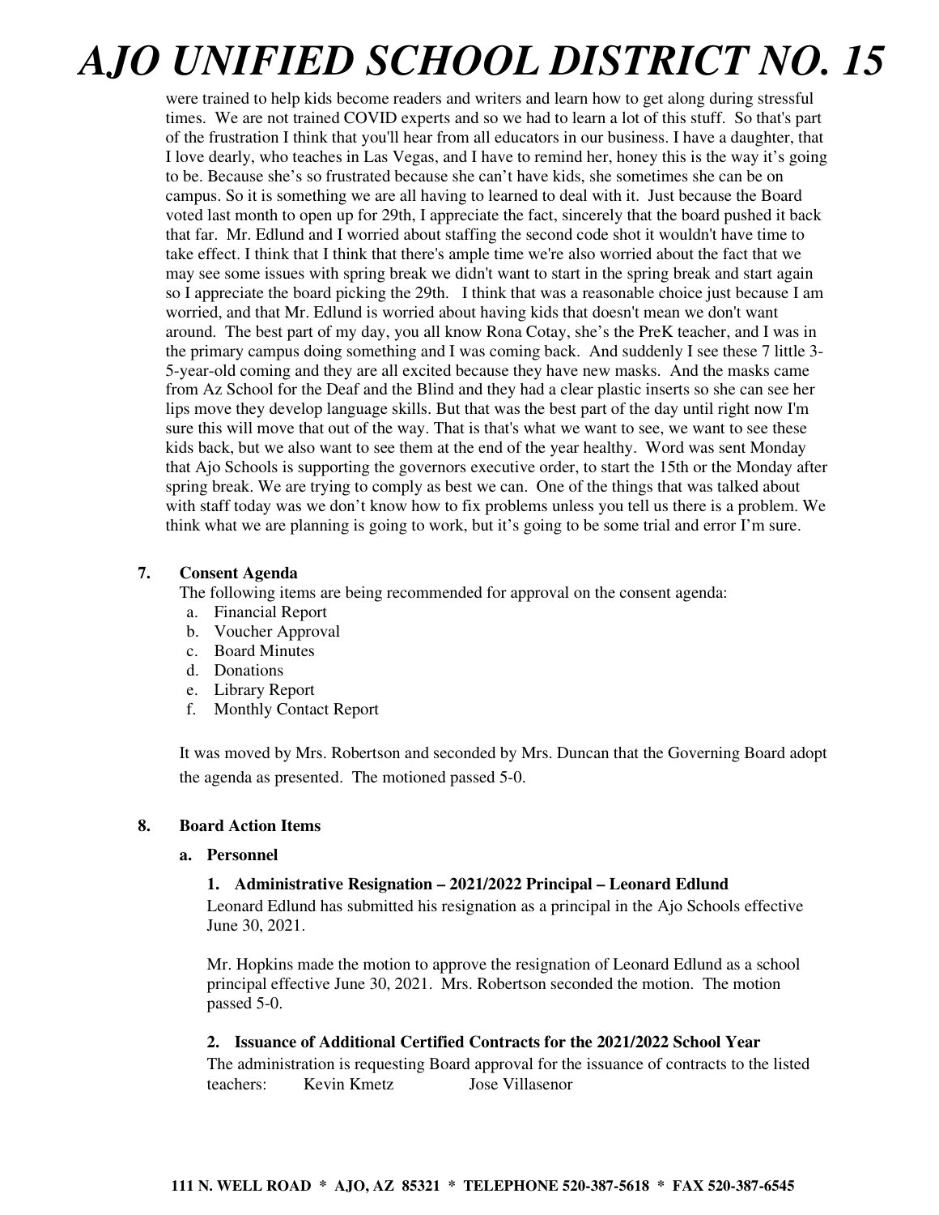were trained to help kids become readers and writers and learn how to get along during stressful times. We are not trained COVID experts and so we had to learn a lot of this stuff. So that's part of the frustration I think that you'll hear from all educators in our business. I have a daughter, that I love dearly, who teaches in Las Vegas, and I have to remind her, honey this is the way it's going to be. Because she's so frustrated because she can't have kids, she sometimes she can be on campus. So it is something we are all having to learned to deal with it. Just because the Board voted last month to open up for 29th, I appreciate the fact, sincerely that the board pushed it back that far. Mr. Edlund and I worried about staffing the second code shot it wouldn't have time to take effect. I think that I think that there's ample time we're also worried about the fact that we may see some issues with spring break we didn't want to start in the spring break and start again so I appreciate the board picking the 29th. I think that was a reasonable choice just because I am worried, and that Mr. Edlund is worried about having kids that doesn't mean we don't want around. The best part of my day, you all know Rona Cotay, she's the PreK teacher, and I was in the primary campus doing something and I was coming back. And suddenly I see these 7 little 3-5-year-old coming and they are all excited because they have new masks. And the masks came from Az School for the Deaf and the Blind and they had a clear plastic inserts so she can see her lips move they develop language skills. But that was the best part of the day until right now I'm sure this will move that out of the way. That is that's what we want to see, we want to see these kids back, but we also want to see them at the end of the year healthy. Word was sent Monday that Ajo Schools is supporting the governors executive order, to start the 15th or the Monday after spring break. We are trying to comply as best we can. One of the things that was talked about with staff today was we don't know how to fix problems unless you tell us there is a problem. We think what we are planning is going to work, but it's going to be some trial and error I'm sure.

**7. Consent Agenda**

The following items are being recommended for approval on the consent agenda:

a. Financial Report
b. Voucher Approval
c. Board Minutes
d. Donations
e. Library Report
f. Monthly Contact Report

It was moved by Mrs. Robertson and seconded by Mrs. Duncan that the Governing Board adopt the agenda as presented. The motioned passed 5-0.

**8. Board Action Items**

**a. Personnel**

**1. Administrative Resignation – 2021/2022 Principal – Leonard Edlund**

Leonard Edlund has submitted his resignation as a principal in the Ajo Schools effective June 30, 2021.

Mr. Hopkins made the motion to approve the resignation of Leonard Edlund as a school principal effective June 30, 2021. Mrs. Robertson seconded the motion. The motion passed 5-0.

**2. Issuance of Additional Certified Contracts for the 2021/2022 School Year**

The administration is requesting Board approval for the issuance of contracts to the listed teachers: Kevin Kmetz Jose Villasenor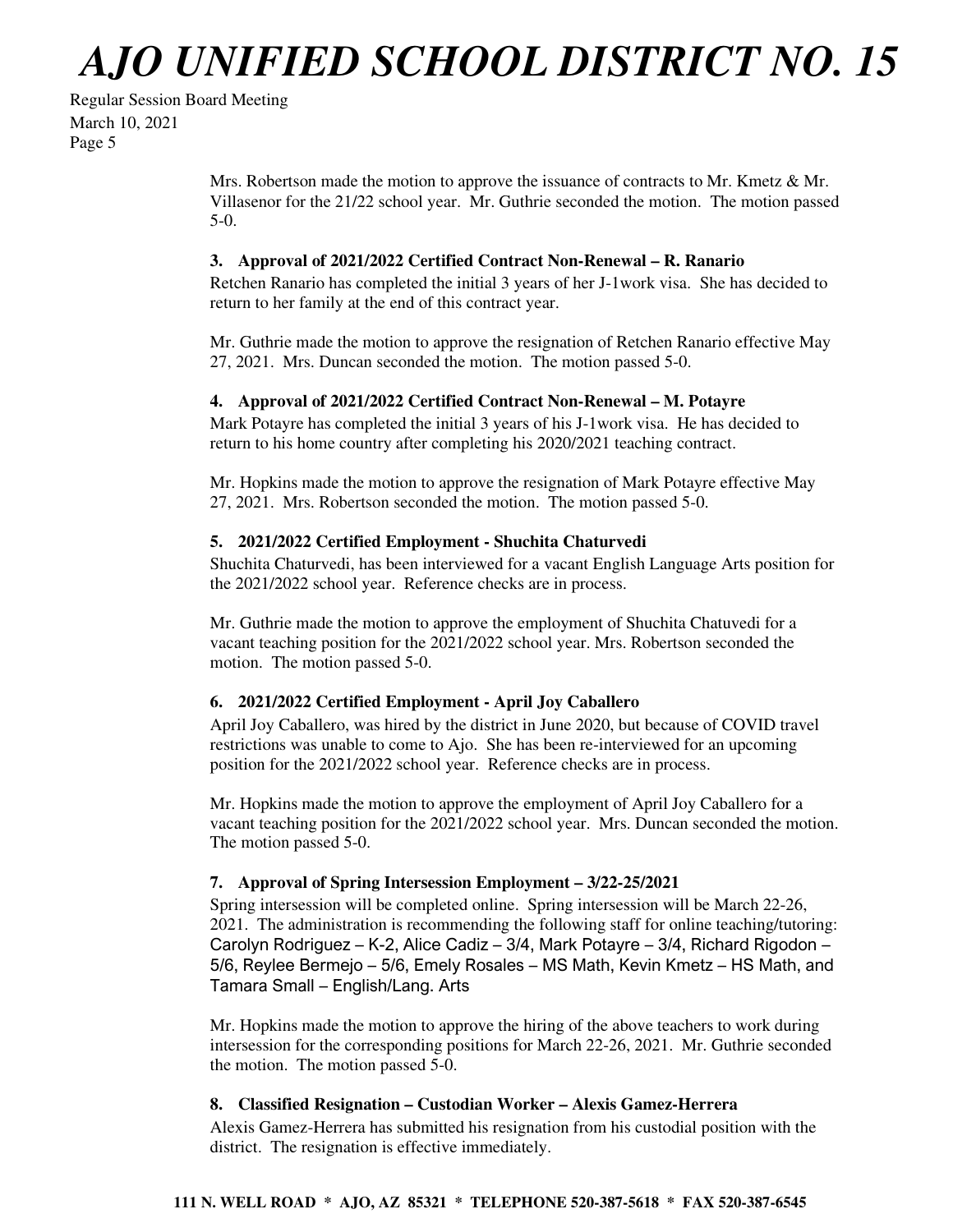Mrs. Robertson made the motion to approve the issuance of contracts to Mr. Kmetz & Mr. Villasenor for the 21/22 school year. Mr. Guthrie seconded the motion. The motion passed 5-0.

**3. Approval of 2021/2022 Certified Contract Non-Renewal – R. Ranario**

Retchen Ranario has completed the initial 3 years of her J-1work visa. She has decided to return to her family at the end of this contract year.

Mr. Guthrie made the motion to approve the resignation of Retchen Ranario effective May 27, 2021. Mrs. Duncan seconded the motion. The motion passed 5-0.

**4. Approval of 2021/2022 Certified Contract Non-Renewal – M. Potayre**

Mark Potayre has completed the initial 3 years of his J-1work visa. He has decided to return to his home country after completing his 2020/2021 teaching contract.

Mr. Hopkins made the motion to approve the resignation of Mark Potayre effective May 27, 2021. Mrs. Robertson seconded the motion. The motion passed 5-0.

**5. 2021/2022 Certified Employment - Shuchita Chaturvedi**

Shuchita Chaturvedi, has been interviewed for a vacant English Language Arts position for the 2021/2022 school year. Reference checks are in process.

Mr. Guthrie made the motion to approve the employment of Shuchita Chatuvedi for a vacant teaching position for the 2021/2022 school year. Mrs. Robertson seconded the motion. The motion passed 5-0.

**6. 2021/2022 Certified Employment - April Joy Caballero**

April Joy Caballero, was hired by the district in June 2020, but because of COVID travel restrictions was unable to come to Ajo. She has been re-interviewed for an upcoming position for the 2021/2022 school year. Reference checks are in process.

Mr. Hopkins made the motion to approve the employment of April Joy Caballero for a vacant teaching position for the 2021/2022 school year. Mrs. Duncan seconded the motion. The motion passed 5-0.

**7. Approval of Spring Intersession Employment – 3/22-25/2021**

Spring intersession will be completed online. Spring intersession will be March 22-26, 2021. The administration is recommending the following staff for online teaching/tutoring: Carolyn Rodriguez – K-2, Alice Cadiz – 3/4, Mark Potayre – 3/4, Richard Rigodon – 5/6, Reylee Bermejo – 5/6, Emely Rosales – MS Math, Kevin Kmetz – HS Math, and Tamara Small – English/Lang. Arts

Mr. Hopkins made the motion to approve the hiring of the above teachers to work during intersession for the corresponding positions for March 22-26, 2021. Mr. Guthrie seconded the motion. The motion passed 5-0.

**8. Classified Resignation – Custodian Worker – Alexis Gamez-Herrera**

Alexis Gamez-Herrera has submitted his resignation from his custodial position with the district. The resignation is effective immediately.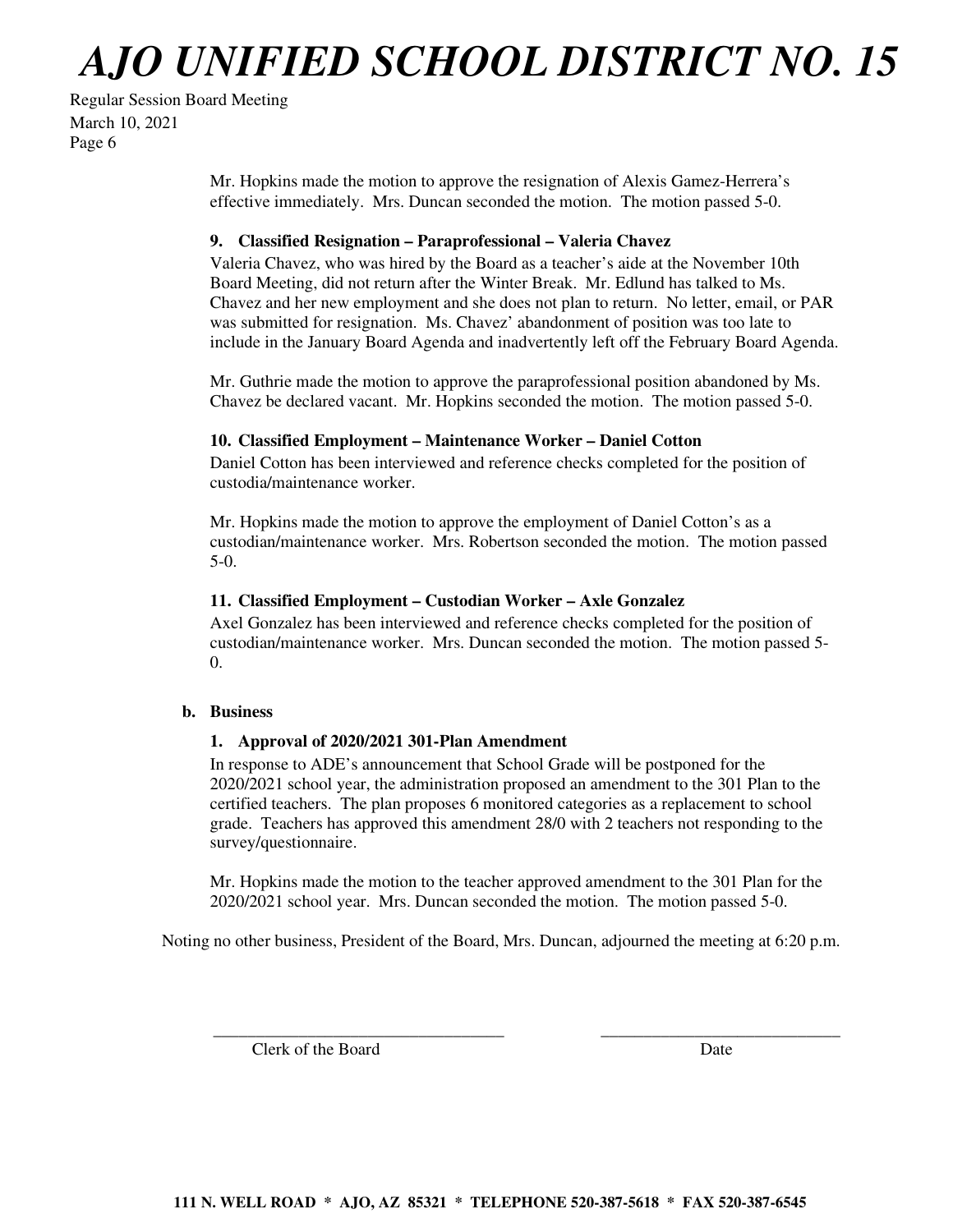Mr. Hopkins made the motion to approve the resignation of Alexis Gamez-Herrera's effective immediately. Mrs. Duncan seconded the motion. The motion passed 5-0.

**9. Classified Resignation – Paraprofessional – Valeria Chavez**

Valeria Chavez, who was hired by the Board as a teacher's aide at the November 10th Board Meeting, did not return after the Winter Break. Mr. Edlund has talked to Ms. Chavez and her new employment and she does not plan to return. No letter, email, or PAR was submitted for resignation. Ms. Chavez' abandonment of position was too late to include in the January Board Agenda and inadvertently left off the February Board Agenda.

Mr. Guthrie made the motion to approve the paraprofessional position abandoned by Ms. Chavez be declared vacant. Mr. Hopkins seconded the motion. The motion passed 5-0.

**10. Classified Employment – Maintenance Worker – Daniel Cotton**

Daniel Cotton has been interviewed and reference checks completed for the position of custodia/maintenance worker.

Mr. Hopkins made the motion to approve the employment of Daniel Cotton's as a custodian/maintenance worker. Mrs. Robertson seconded the motion. The motion passed 5-0.

**11. Classified Employment – Custodian Worker – Axle Gonzalez**

Axel Gonzalez has been interviewed and reference checks completed for the position of custodian/maintenance worker. Mrs. Duncan seconded the motion. The motion passed 5-0.

**b. Business**

**1. Approval of 2020/2021 301-Plan Amendment**

In response to ADE's announcement that School Grade will be postponed for the 2020/2021 school year, the administration proposed an amendment to the 301 Plan to the certified teachers. The plan proposes 6 monitored categories as a replacement to school grade. Teachers has approved this amendment 28/0 with 2 teachers not responding to the survey/questionnaire.

Mr. Hopkins made the motion to the teacher approved amendment to the 301 Plan for the 2020/2021 school year. Mrs. Duncan seconded the motion. The motion passed 5-0.

Noting no other business, President of the Board, Mrs. Duncan, adjourned the meeting at 6:20 p.m.

\_\_\_\_\_\_\_\_\_\_\_\_\_\_\_\_\_\_\_\_\_\_\_\_\_\_\_\_\_\_\_\_ Clerk of the Board

\_\_\_\_\_\_\_\_\_\_\_\_\_\_\_\_\_\_\_\_\_\_\_\_\_\_\_\_ Date